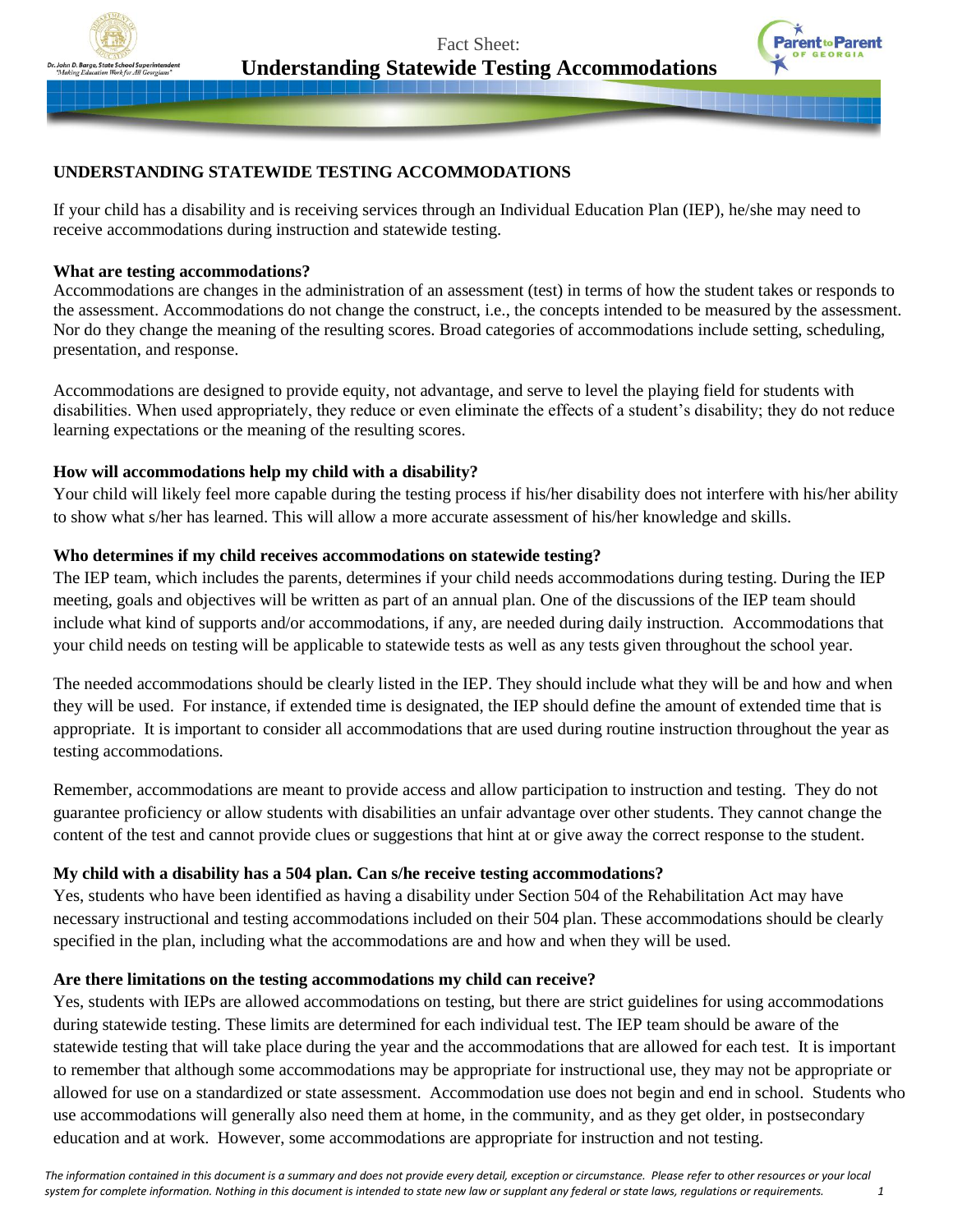Fact Sheet:

# Understanding Statewide Testing Accommodations

## UNDERSTANDING STATEWIDE TESTING ACCOMMODATIONS

If your child has a disability and is receiving services through an Individual Education Plan (IEP), he/she may need to receive accommodations during instruction and statewide testing.

### What are testing accommodations?

Accommodations are changes in the administration of an assessment (test) in terms of how the student takes or responds to the assessment. Accommodations do not change the construct, i.e., the concepts intended to be measured by the assessment. Nor do they change the meaning of the resulting scores. Broad categories of accommodations include setting, scheduling, presentation, and response.

Accommodations are designed to provide equity, not advantage, and serve to level the playing field for students with disabilities. When used appropriately, they reduce or even eliminate the effects of a student's disability; they do not reduce learning expectations or the meaning of the resulting scores.

### How will accommodations help my child with a disability?

Your child will likely feel more capable during the testing process if his/her disability does not interfere with his/her ability to show what s/her has learned. This will allow a more accurate assessment of his/her knowledge and skills.

### Who determines if my child receives accommodations on statewide testing?

The IEP team, which includes the parents, determines if your child needs accommodations during testing. During the IEP meeting, goals and objectives will be written as part of an annual plan. One of the discussions of the IEP team should include what kind of supports and/or accommodations, if any, are needed during daily instruction. Accommodations that your child needs on testing will be applicable to statewide tests as well as any tests given throughout the school year.

The needed accommodations should be clearly listed in the IEP. They should include what they will be and how and when they will be used. For instance, if extended time is designated, the IEP should define the amount of extended time that is appropriate. It is important to consider all accommodations that are used during routine instruction throughout the year as testing accommodations.

Remember, accommodations are meant to provide access and allow participation to instruction and testing. They do not guarantee proficiency or allow students with disabilities an unfair advantage over other students. They cannot change the content of the test and cannot provide clues or suggestions that hint at or give away the correct response to the student.

### My child with a disability has a 504 plan. Can s/he receive testing accommodations?

Yes, students who have been identified as having a disability under Section 504 of the Rehabilitation Act may have necessary instructional and testing accommodations included on their 504 plan. These accommodations should be clearly specified in the plan, including what the accommodations are and how and when they will be used.

### Are there limitations on the testing accommodations my child can receive?

Yes, students with IEPs are allowed accommodations on testing, but there are strict guidelines for using accommodations during statewide testing. These limits are determined for each individual test. The IEP team should be aware of the statewide testing that will take place during the year and the accommodations that are allowed for each test. It is important to remember that although some accommodations may be appropriate for instructional use, they may not be appropriate or allowed for use on a standardized or state assessment. Accommodation use does not begin and end in school. Students who use accommodations will generally also need them at home, in the community, and as they get older, in postsecondary education and at work. However, some accommodations are appropriate for instruction and not testing.

*The information contained in this document is a summary and does not provide every detail, exception or circumstance. Please refer to other resources or your local system for complete information. Nothing in this document is intended to state new law or supplant any federal or state laws, regulations or requirements.*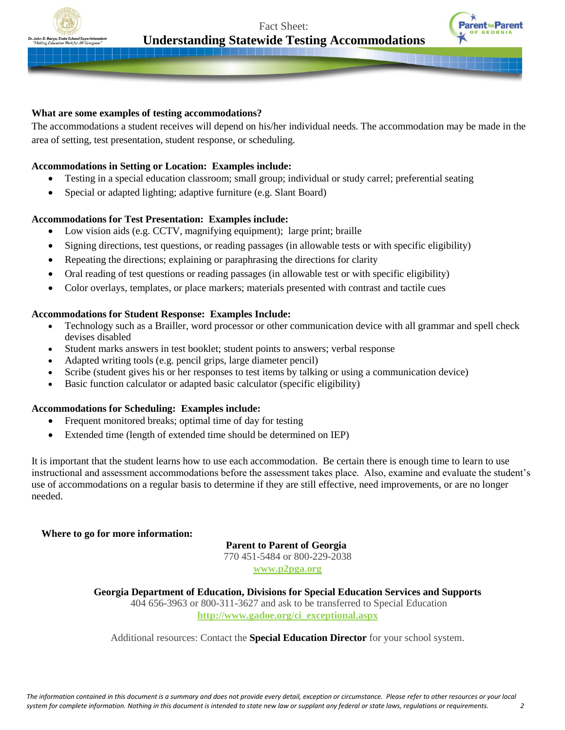**What are some examples of testing accommodations?**

The accommodations a student receives will depend on his/her individual needs. The accommodation may be made in the area of setting, test presentation, student response, or scheduling.

**Accommodations in Setting or Location: Examples include:**

- Testing in a special education classroom; small group; individual or study carrel; preferential seating
- Special or adapted lighting; adaptive furniture (e.g. Slant Board)

**Accommodations for Test Presentation: Examples include:**

- Low vision aids (e.g. CCTV, magnifying equipment); large print; braille
- Signing directions, test questions, or reading passages (in allowable tests or with specific eligibility)
- Repeating the directions; explaining or paraphrasing the directions for clarity
- Oral reading of test questions or reading passages (in allowable test or with specific eligibility)
- Color overlays, templates, or place markers; materials presented with contrast and tactile cues

**Accommodations for Student Response: Examples Include:**

- Technology such as a Brailler, word processor or other communication device with all grammar and spell check devises disabled
- Student marks answers in test booklet; student points to answers; verbal response
- Adapted writing tools (e.g. pencil grips, large diameter pencil)
- Scribe (student gives his or her responses to test items by talking or using a communication device)
- Basic function calculator or adapted basic calculator (specific eligibility)

**Accommodations for Scheduling: Examples include:**

- Frequent monitored breaks; optimal time of day for testing
- Extended time (length of extended time should be determined on IEP)

It is important that the student learns how to use each accommodation. Be certain there is enough time to learn to use instructional and assessment accommodations before the assessment takes place. Also, examine and evaluate the student's use of accommodations on a regular basis to determine if they are still effective, need improvements, or are no longer needed.

**Where to go for more information:**

**Parent to Parent of Georgia**
770 451-5484 or 800-229-2038
www.p2pga.org

**Georgia Department of Education, Divisions for Special Education Services and Supports**
404 656-3963 or 800-311-3627 and ask to be transferred to Special Education
http://www.gadoe.org/ci_exceptional.aspx

Additional resources: Contact the **Special Education Director** for your school system.

*The information contained in this document is a summary and does not provide every detail, exception or circumstance. Please refer to other resources or your local system for complete information. Nothing in this document is intended to state new law or supplant any federal or state laws, regulations or requirements.*